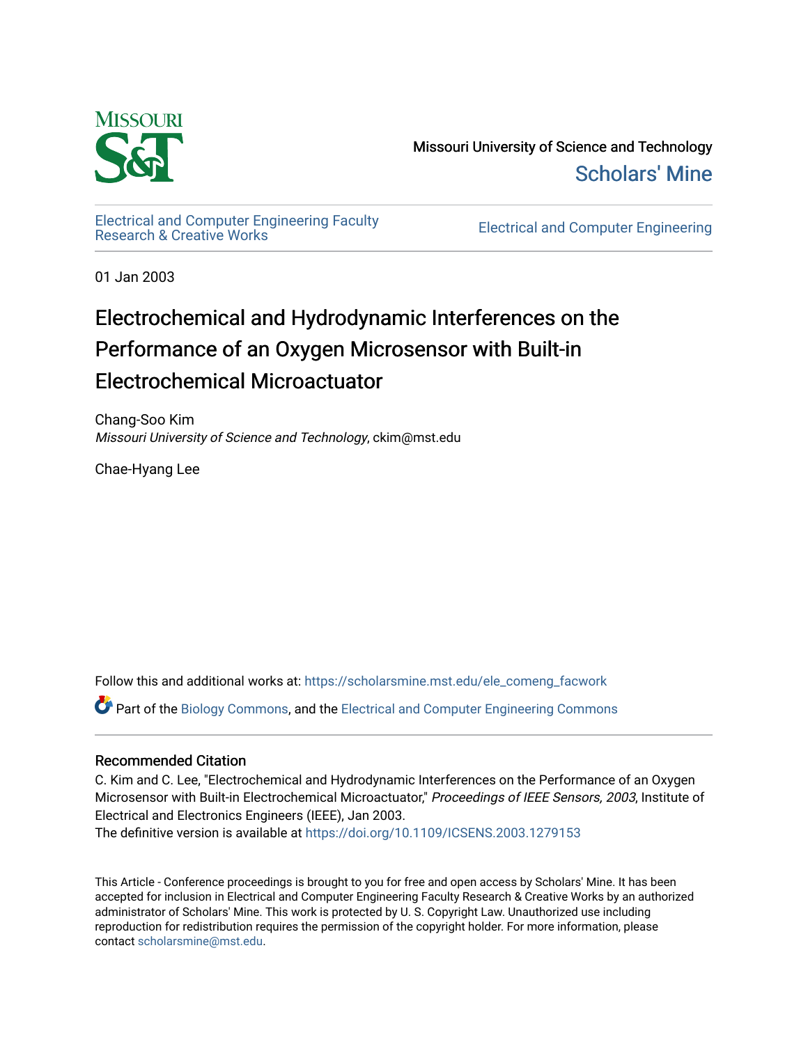Missouri University of Science and Technology

Scholars' Mine

Electrical and Computer Engineering Faculty Research & Creative Works

Electrical and Computer Engineering

01 Jan 2003

# Electrochemical and Hydrodynamic Interferences on the Performance of an Oxygen Microsensor with Built-in Electrochemical Microactuator

Chang-Soo Kim

*Missouri University of Science and Technology*, ckim@mst.edu

Chae-Hyang Lee

Follow this and additional works at: https://scholarsmine.mst.edu/ele_comeng_facwork

Part of the Biology Commons, and the Electrical and Computer Engineering Commons

## Recommended Citation

C. Kim and C. Lee, "Electrochemical and Hydrodynamic Interferences on the Performance of an Oxygen Microsensor with Built-in Electrochemical Microactuator," *Proceedings of IEEE Sensors, 2003*, Institute of Electrical and Electronics Engineers (IEEE), Jan 2003.

The definitive version is available at https://doi.org/10.1109/ICSENS.2003.1279153

This Article - Conference proceedings is brought to you for free and open access by Scholars' Mine. It has been accepted for inclusion in Electrical and Computer Engineering Faculty Research & Creative Works by an authorized administrator of Scholars' Mine. This work is protected by U. S. Copyright Law. Unauthorized use including reproduction for redistribution requires the permission of the copyright holder. For more information, please contact scholarsmine@mst.edu.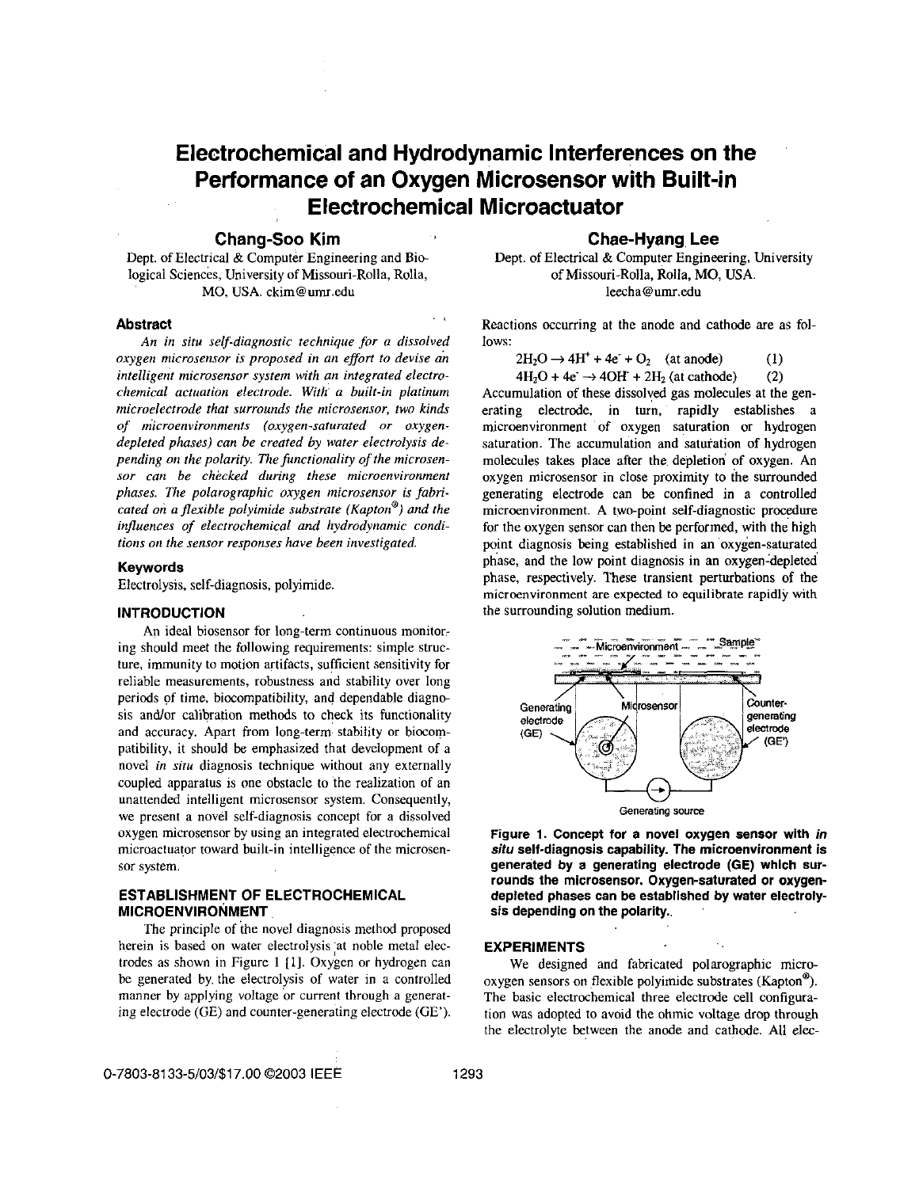# Electrochemical and Hydrodynamic Interferences on the Performance of an Oxygen Microsensor with Built-in Electrochemical Microactuator

**Chang-Soo Kim**

Dept. of Electrical & Computer Engineering and Biological Sciences, University of Missouri-Rolla, Rolla, MO, USA. ckim@umr.edu

**Chae-Hyang Lee**

Dept. of Electrical & Computer Engineering, University of Missouri-Rolla, Rolla, MO, USA. leecha@umr.edu

### Abstract

*An in situ self-diagnostic technique for a dissolved oxygen microsensor is proposed in an effort to devise an intelligent microsensor system with an integrated electrochemical actuation electrode. With a built-in platinum microelectrode that surrounds the microsensor, two kinds of microenvironments (oxygen-saturated or oxygen-depleted phases) can be created by water electrolysis depending on the polarity. The functionality of the microsensor can be checked during these microenvironment phases. The polarographic oxygen microsensor is fabricated on a flexible polyimide substrate (Kapton®) and the influences of electrochemical and hydrodynamic conditions on the sensor responses have been investigated.*

### Keywords

Electrolysis, self-diagnosis, polyimide.

## INTRODUCTION

An ideal biosensor for long-term continuous monitoring should meet the following requirements: simple structure, immunity to motion artifacts, sufficient sensitivity for reliable measurements, robustness and stability over long periods of time, biocompatibility, and dependable diagnosis and/or calibration methods to check its functionality and accuracy. Apart from long-term stability or biocompatibility, it should be emphasized that development of a novel *in situ* diagnosis technique without any externally coupled apparatus is one obstacle to the realization of an unattended intelligent microsensor system. Consequently, we present a novel self-diagnosis concept for a dissolved oxygen microsensor by using an integrated electrochemical microactuator toward built-in intelligence of the microsensor system.

## ESTABLISHMENT OF ELECTROCHEMICAL MICROENVIRONMENT

The principle of the novel diagnosis method proposed herein is based on water electrolysis at noble metal electrodes as shown in Figure 1 [1]. Oxygen or hydrogen can be generated by the electrolysis of water in a controlled manner by applying voltage or current through a generating electrode (GE) and counter-generating electrode (GE'). Reactions occurring at the anode and cathode are as follows:

$$2H_2O \rightarrow 4H^+ + 4e^- + O_2 \quad \text{(at anode)} \qquad (1)$$

$$4H_2O + 4e^- \rightarrow 4OH^- + 2H_2 \quad \text{(at cathode)} \qquad (2)$$

Accumulation of these dissolved gas molecules at the generating electrode, in turn, rapidly establishes a microenvironment of oxygen saturation or hydrogen saturation. The accumulation and saturation of hydrogen molecules takes place after the depletion of oxygen. An oxygen microsensor in close proximity to the surrounded generating electrode can be confined in a controlled microenvironment. A two-point self-diagnostic procedure for the oxygen sensor can then be performed, with the high point diagnosis being established in an oxygen-saturated phase, and the low point diagnosis in an oxygen-depleted phase, respectively. These transient perturbations of the microenvironment are expected to equilibrate rapidly with the surrounding solution medium.

**Figure 1. Concept for a novel oxygen sensor with *in situ* self-diagnosis capability. The microenvironment is generated by a generating electrode (GE) which surrounds the microsensor. Oxygen-saturated or oxygen-depleted phases can be established by water electrolysis depending on the polarity.**

## EXPERIMENTS

We designed and fabricated polarographic micro-oxygen sensors on flexible polyimide substrates (Kapton®). The basic electrochemical three electrode cell configuration was adopted to avoid the ohmic voltage drop through the electrolyte between the anode and cathode. All elec-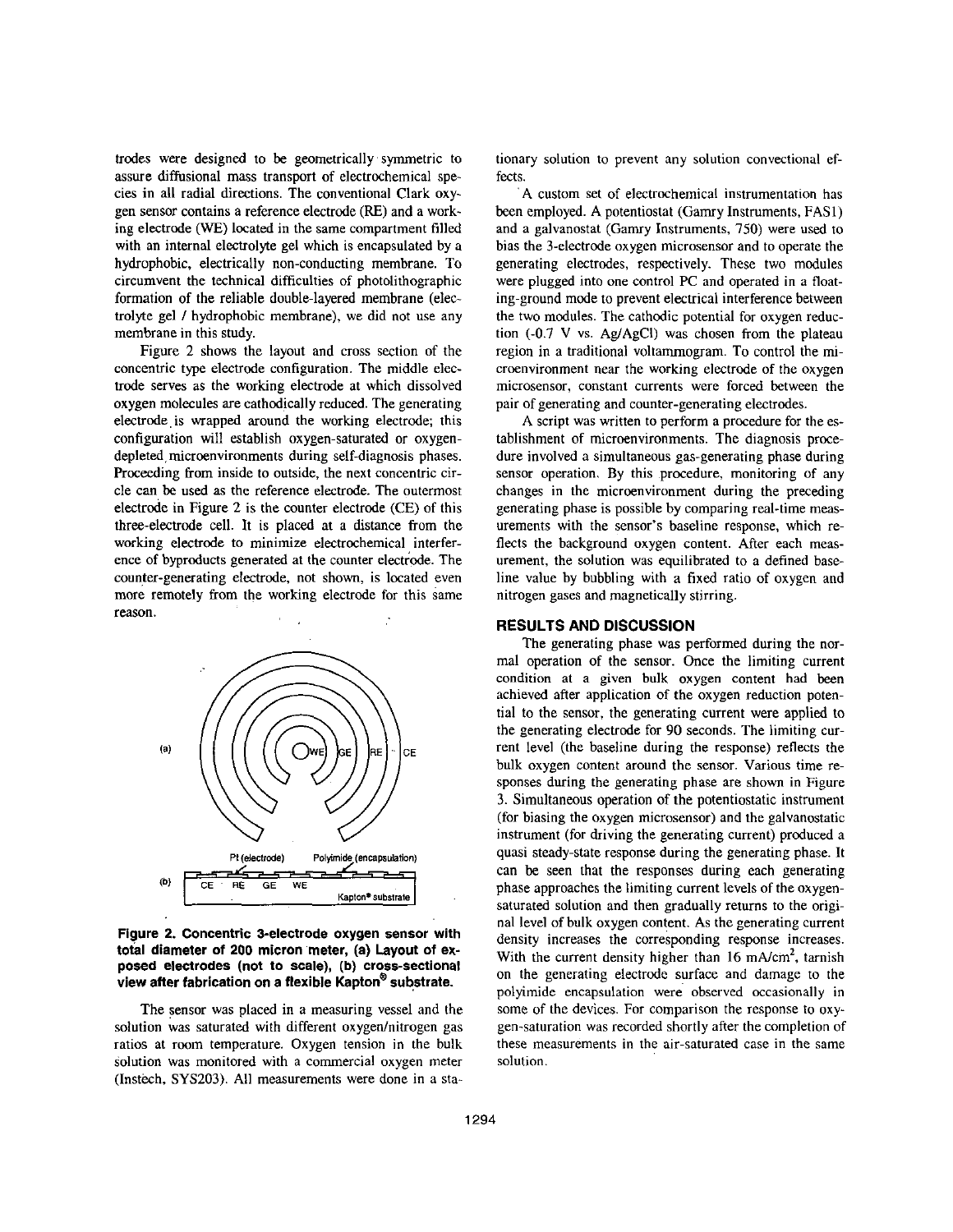trodes were designed to be geometrically symmetric to assure diffusional mass transport of electrochemical species in all radial directions. The conventional Clark oxygen sensor contains a reference electrode (RE) and a working electrode (WE) located in the same compartment filled with an internal electrolyte gel which is encapsulated by a hydrophobic, electrically non-conducting membrane. To circumvent the technical difficulties of photolithographic formation of the reliable double-layered membrane (electrolyte gel / hydrophobic membrane), we did not use any membrane in this study.

Figure 2 shows the layout and cross section of the concentric type electrode configuration. The middle electrode serves as the working electrode at which dissolved oxygen molecules are cathodically reduced. The generating electrode is wrapped around the working electrode; this configuration will establish oxygen-saturated or oxygen-depleted microenvironments during self-diagnosis phases. Proceeding from inside to outside, the next concentric circle can be used as the reference electrode. The outermost electrode in Figure 2 is the counter electrode (CE) of this three-electrode cell. It is placed at a distance from the working electrode to minimize electrochemical interference of byproducts generated at the counter electrode. The counter-generating electrode, not shown, is located even more remotely from the working electrode for this same reason.

(a)

WE GE RE CE

Pt (electrode) Polyimide (encapsulation)

(b)

CE RE GE WE

Kapton® substrate

**Figure 2. Concentric 3-electrode oxygen sensor with total diameter of 200 micron meter, (a) Layout of exposed electrodes (not to scale), (b) cross-sectional view after fabrication on a flexible Kapton® substrate.**

The sensor was placed in a measuring vessel and the solution was saturated with different oxygen/nitrogen gas ratios at room temperature. Oxygen tension in the bulk solution was monitored with a commercial oxygen meter (Instech, SYS203). All measurements were done in a stationary solution to prevent any solution convectional effects.

A custom set of electrochemical instrumentation has been employed. A potentiostat (Gamry Instruments, FAS1) and a galvanostat (Gamry Instruments, 750) were used to bias the 3-electrode oxygen microsensor and to operate the generating electrodes, respectively. These two modules were plugged into one control PC and operated in a floating-ground mode to prevent electrical interference between the two modules. The cathodic potential for oxygen reduction (-0.7 V vs. Ag/AgCl) was chosen from the plateau region in a traditional voltammogram. To control the microenvironment near the working electrode of the oxygen microsensor, constant currents were forced between the pair of generating and counter-generating electrodes.

A script was written to perform a procedure for the establishment of microenvironments. The diagnosis procedure involved a simultaneous gas-generating phase during sensor operation. By this procedure, monitoring of any changes in the microenvironment during the preceding generating phase is possible by comparing real-time measurements with the sensor's baseline response, which reflects the background oxygen content. After each measurement, the solution was equilibrated to a defined baseline value by bubbling with a fixed ratio of oxygen and nitrogen gases and magnetically stirring.

## RESULTS AND DISCUSSION

The generating phase was performed during the normal operation of the sensor. Once the limiting current condition at a given bulk oxygen content had been achieved after application of the oxygen reduction potential to the sensor, the generating current were applied to the generating electrode for 90 seconds. The limiting current level (the baseline during the response) reflects the bulk oxygen content around the sensor. Various time responses during the generating phase are shown in Figure 3. Simultaneous operation of the potentiostatic instrument (for biasing the oxygen microsensor) and the galvanostatic instrument (for driving the generating current) produced a quasi steady-state response during the generating phase. It can be seen that the responses during each generating phase approaches the limiting current levels of the oxygen-saturated solution and then gradually returns to the original level of bulk oxygen content. As the generating current density increases the corresponding response increases. With the current density higher than 16 $mA/cm^2$, tarnish on the generating electrode surface and damage to the polyimide encapsulation were observed occasionally in some of the devices. For comparison the response to oxygen-saturation was recorded shortly after the completion of these measurements in the air-saturated case in the same solution.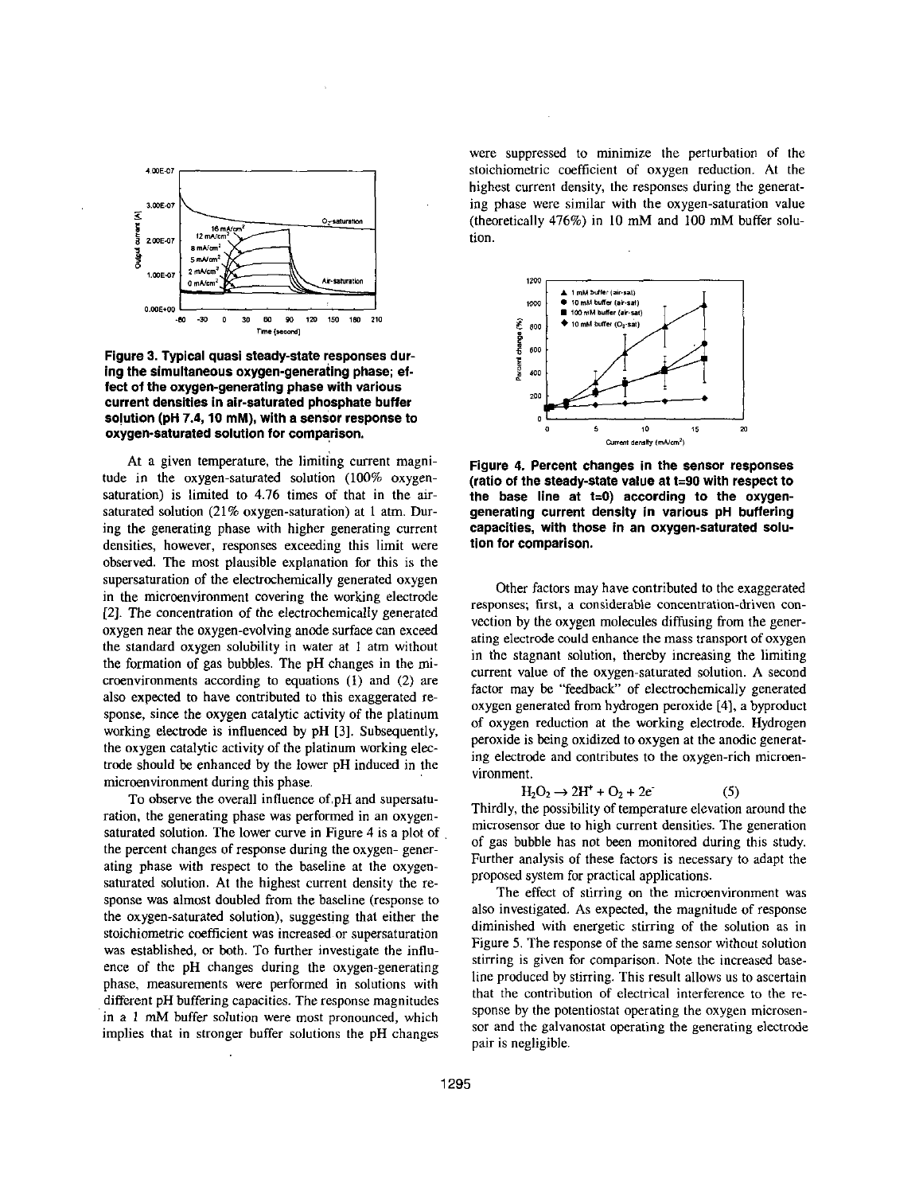**Figure 3. Typical quasi steady-state responses during the simultaneous oxygen-generating phase; effect of the oxygen-generating phase with various current densities in air-saturated phosphate buffer solution (pH 7.4, 10 mM), with a sensor response to oxygen-saturated solution for comparison.**

At a given temperature, the limiting current magnitude in the oxygen-saturated solution (100% oxygen-saturation) is limited to 4.76 times of that in the air-saturated solution (21% oxygen-saturation) at 1 atm. During the generating phase with higher generating current densities, however, responses exceeding this limit were observed. The most plausible explanation for this is the supersaturation of the electrochemically generated oxygen in the microenvironment covering the working electrode [2]. The concentration of the electrochemically generated oxygen near the oxygen-evolving anode surface can exceed the standard oxygen solubility in water at 1 atm without the formation of gas bubbles. The pH changes in the microenvironments according to equations (1) and (2) are also expected to have contributed to this exaggerated response, since the oxygen catalytic activity of the platinum working electrode is influenced by pH [3]. Subsequently, the oxygen catalytic activity of the platinum working electrode should be enhanced by the lower pH induced in the microenvironment during this phase.

To observe the overall influence of pH and supersaturation, the generating phase was performed in an oxygen-saturated solution. The lower curve in Figure 4 is a plot of the percent changes of response during the oxygen-generating phase with respect to the baseline at the oxygen-saturated solution. At the highest current density the response was almost doubled from the baseline (response to the oxygen-saturated solution), suggesting that either the stoichiometric coefficient was increased or supersaturation was established, or both. To further investigate the influence of the pH changes during the oxygen-generating phase, measurements were performed in solutions with different pH buffering capacities. The response magnitudes in a 1 mM buffer solution were most pronounced, which implies that in stronger buffer solutions the pH changes were suppressed to minimize the perturbation of the stoichiometric coefficient of oxygen reduction. At the highest current density, the responses during the generating phase were similar with the oxygen-saturation value (theoretically 476%) in 10 mM and 100 mM buffer solution.

**Figure 4. Percent changes in the sensor responses (ratio of the steady-state value at t=90 with respect to the base line at t=0) according to the oxygen-generating current density in various pH buffering capacities, with those in an oxygen-saturated solution for comparison.**

Other factors may have contributed to the exaggerated responses; first, a considerable concentration-driven convection by the oxygen molecules diffusing from the generating electrode could enhance the mass transport of oxygen in the stagnant solution, thereby increasing the limiting current value of the oxygen-saturated solution. A second factor may be "feedback" of electrochemically generated oxygen generated from hydrogen peroxide [4], a byproduct of oxygen reduction at the working electrode. Hydrogen peroxide is being oxidized to oxygen at the anodic generating electrode and contributes to the oxygen-rich microenvironment.

$$H_2O_2 \rightarrow 2H^+ + O_2 + 2e^- \qquad (5)$$

Thirdly, the possibility of temperature elevation around the microsensor due to high current densities. The generation of gas bubble has not been monitored during this study. Further analysis of these factors is necessary to adapt the proposed system for practical applications.

The effect of stirring on the microenvironment was also investigated. As expected, the magnitude of response diminished with energetic stirring of the solution as in Figure 5. The response of the same sensor without solution stirring is given for comparison. Note the increased baseline produced by stirring. This result allows us to ascertain that the contribution of electrical interference to the response by the potentiostat operating the oxygen microsensor and the galvanostat operating the generating electrode pair is negligible.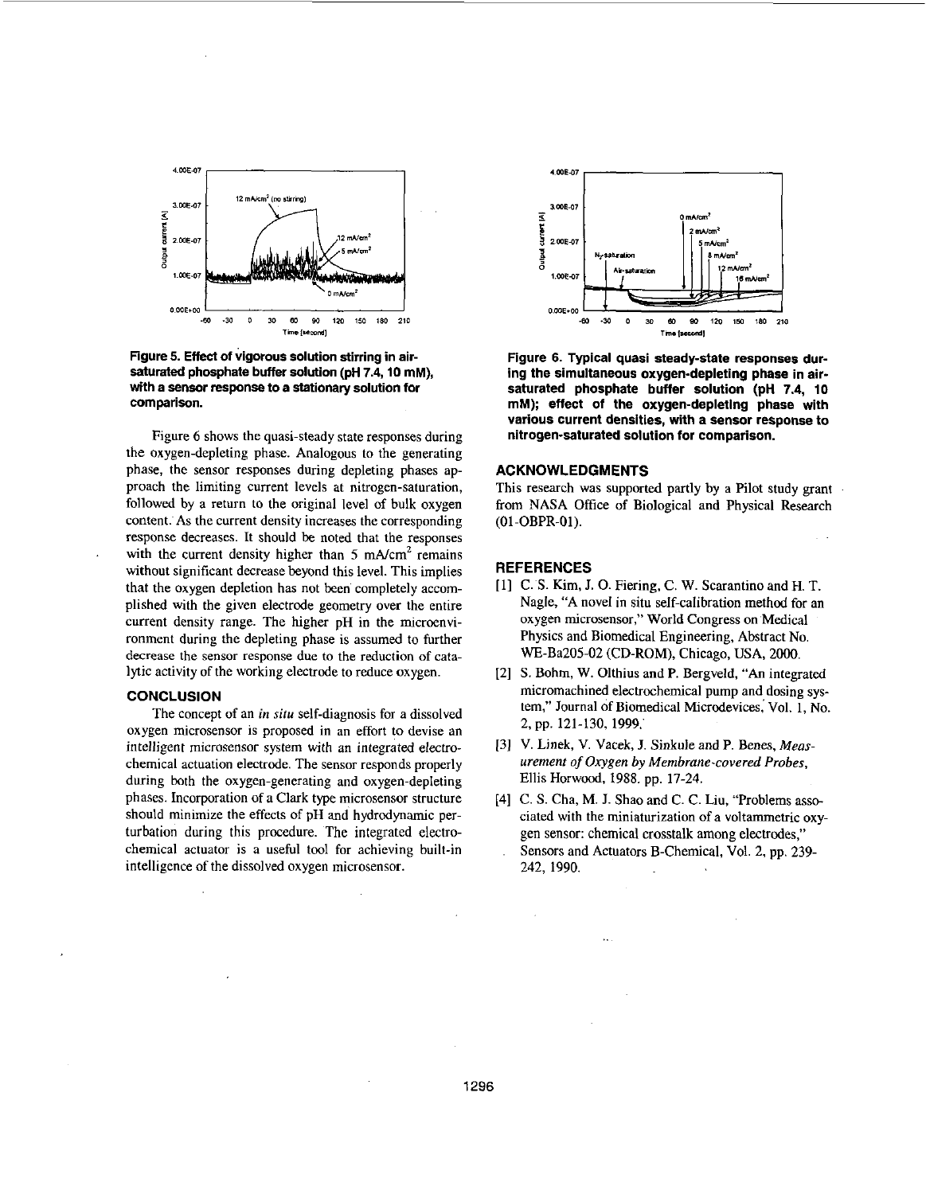4.00E-07
3.00E-07
2.00E-07
1.00E-07
0.00E+00
Output current [A]
-60 -30 0 30 60 90 120 150 180 210
Time [second]
12 mA/cm$^2$ (no stirring)
12 mA/cm$^2$
5 mA/cm$^2$
0 mA/cm$^2$

**Figure 5. Effect of vigorous solution stirring in air-saturated phosphate buffer solution (pH 7.4, 10 mM), with a sensor response to a stationary solution for comparison.**

Figure 6 shows the quasi-steady state responses during the oxygen-depleting phase. Analogous to the generating phase, the sensor responses during depleting phases approach the limiting current levels at nitrogen-saturation, followed by a return to the original level of bulk oxygen content. As the current density increases the corresponding response decreases. It should be noted that the responses with the current density higher than 5 mA/cm$^2$ remains without significant decrease beyond this level. This implies that the oxygen depletion has not been completely accomplished with the given electrode geometry over the entire current density range. The higher pH in the microenvironment during the depleting phase is assumed to further decrease the sensor response due to the reduction of catalytic activity of the working electrode to reduce oxygen.

## CONCLUSION

The concept of an *in situ* self-diagnosis for a dissolved oxygen microsensor is proposed in an effort to devise an intelligent microsensor system with an integrated electrochemical actuation electrode. The sensor responds properly during both the oxygen-generating and oxygen-depleting phases. Incorporation of a Clark type microsensor structure should minimize the effects of pH and hydrodynamic perturbation during this procedure. The integrated electrochemical actuator is a useful tool for achieving built-in intelligence of the dissolved oxygen microsensor.

4.00E-07
3.00E-07
2.00E-07
1.00E-07
0.00E+00
Output current [A]
-60 -30 0 30 60 90 120 150 180 210
Time [second]
0 mA/cm$^2$
2 mA/cm$^2$
5 mA/cm$^2$
8 mA/cm$^2$
12 mA/cm$^2$
16 mA/cm$^2$
$N_2$-saturation
Air-saturation

**Figure 6. Typical quasi steady-state responses during the simultaneous oxygen-depleting phase in air-saturated phosphate buffer solution (pH 7.4, 10 mM); effect of the oxygen-depleting phase with various current densities, with a sensor response to nitrogen-saturated solution for comparison.**

## ACKNOWLEDGMENTS

This research was supported partly by a Pilot study grant from NASA Office of Biological and Physical Research (01-OBPR-01).

## REFERENCES

[1] C. S. Kim, J. O. Fiering, C. W. Scarantino and H. T. Nagle, "A novel in situ self-calibration method for an oxygen microsensor," World Congress on Medical Physics and Biomedical Engineering, Abstract No. WE-Ba205-02 (CD-ROM), Chicago, USA, 2000.

[2] S. Bohm, W. Olthius and P. Bergveld, "An integrated micromachined electrochemical pump and dosing system," Journal of Biomedical Microdevices, Vol. 1, No. 2, pp. 121-130, 1999.

[3] V. Linek, V. Vacek, J. Sinkule and P. Benes, *Measurement of Oxygen by Membrane-covered Probes*, Ellis Horwood, 1988. pp. 17-24.

[4] C. S. Cha, M. J. Shao and C. C. Liu, "Problems associated with the miniaturization of a voltammetric oxygen sensor: chemical crosstalk among electrodes," Sensors and Actuators B-Chemical, Vol. 2, pp. 239-242, 1990.